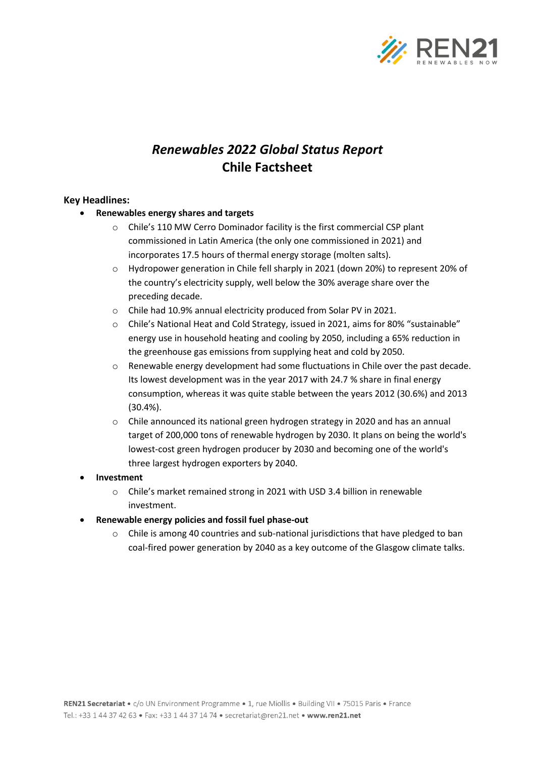# *Renewables 2022 Global Status Report*
# Chile Factsheet

**Key Headlines:**

- **Renewables energy shares and targets**
  - Chile's 110 MW Cerro Dominador facility is the first commercial CSP plant commissioned in Latin America (the only one commissioned in 2021) and incorporates 17.5 hours of thermal energy storage (molten salts).
  - Hydropower generation in Chile fell sharply in 2021 (down 20%) to represent 20% of the country's electricity supply, well below the 30% average share over the preceding decade.
  - Chile had 10.9% annual electricity produced from Solar PV in 2021.
  - Chile's National Heat and Cold Strategy, issued in 2021, aims for 80% "sustainable" energy use in household heating and cooling by 2050, including a 65% reduction in the greenhouse gas emissions from supplying heat and cold by 2050.
  - Renewable energy development had some fluctuations in Chile over the past decade. Its lowest development was in the year 2017 with 24.7 % share in final energy consumption, whereas it was quite stable between the years 2012 (30.6%) and 2013 (30.4%).
  - Chile announced its national green hydrogen strategy in 2020 and has an annual target of 200,000 tons of renewable hydrogen by 2030. It plans on being the world's lowest-cost green hydrogen producer by 2030 and becoming one of the world's three largest hydrogen exporters by 2040.
- **Investment**
  - Chile's market remained strong in 2021 with USD 3.4 billion in renewable investment.
- **Renewable energy policies and fossil fuel phase-out**
  - Chile is among 40 countries and sub-national jurisdictions that have pledged to ban coal-fired power generation by 2040 as a key outcome of the Glasgow climate talks.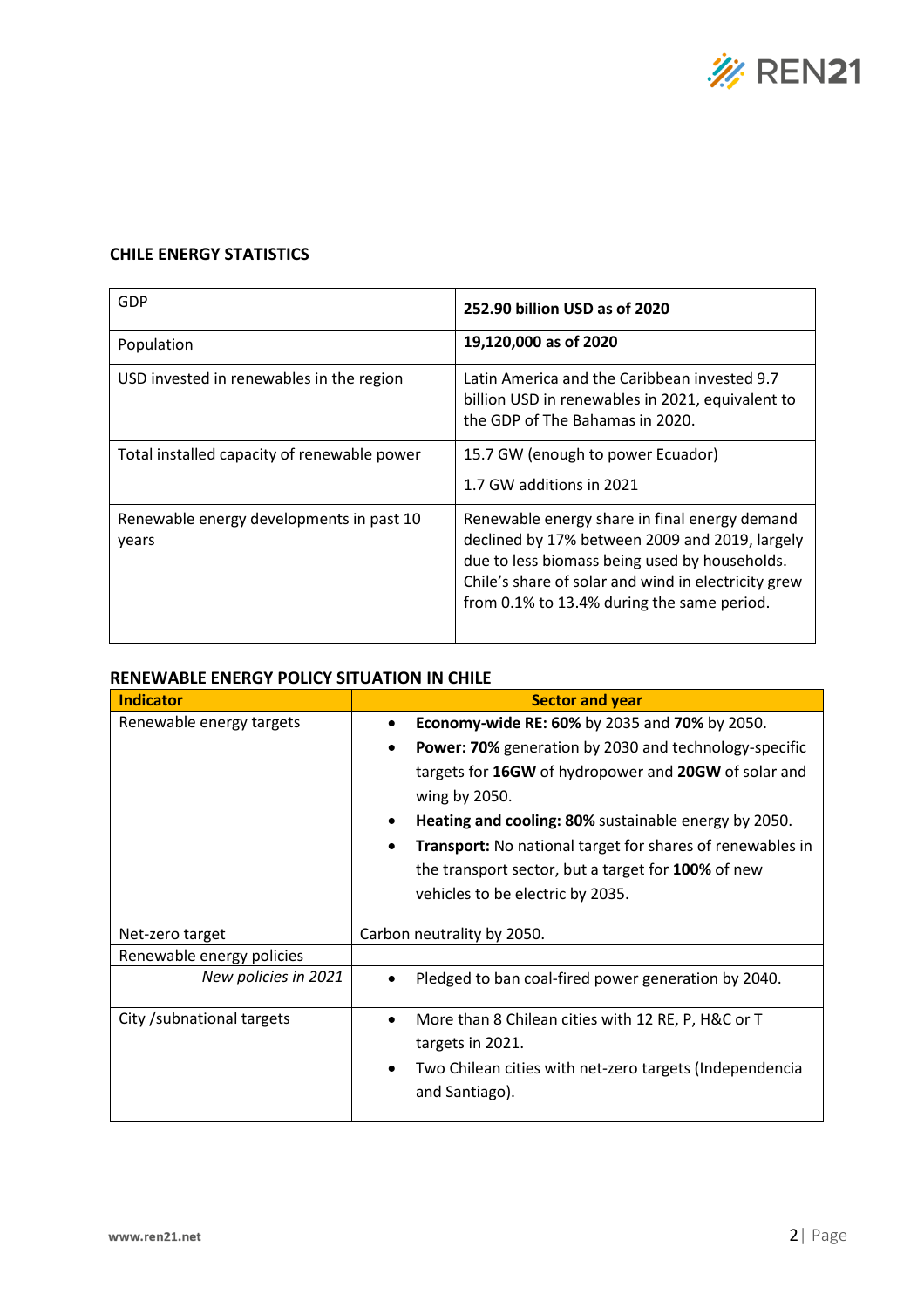**CHILE ENERGY STATISTICS**

| | |
|---|---|
| GDP | **252.90 billion USD as of 2020** |
| Population | **19,120,000 as of 2020** |
| USD invested in renewables in the region | Latin America and the Caribbean invested 9.7 billion USD in renewables in 2021, equivalent to the GDP of The Bahamas in 2020. |
| Total installed capacity of renewable power | 15.7 GW (enough to power Ecuador)<br><br>1.7 GW additions in 2021 |
| Renewable energy developments in past 10 years | Renewable energy share in final energy demand declined by 17% between 2009 and 2019, largely due to less biomass being used by households. Chile's share of solar and wind in electricity grew from 0.1% to 13.4% during the same period. |

**RENEWABLE ENERGY POLICY SITUATION IN CHILE**

| **Indicator** | **Sector and year** |
|---|---|
| Renewable energy targets | • **Economy-wide RE: 60%** by 2035 and **70%** by 2050.<br>• **Power: 70%** generation by 2030 and technology-specific targets for **16GW** of hydropower and **20GW** of solar and wing by 2050.<br>• **Heating and cooling: 80%** sustainable energy by 2050.<br>• **Transport:** No national target for shares of renewables in the transport sector, but a target for **100%** of new vehicles to be electric by 2035. |
| Net-zero target | Carbon neutrality by 2050. |
| Renewable energy policies | |
| *New policies in 2021* | • Pledged to ban coal-fired power generation by 2040. |
| City /subnational targets | • More than 8 Chilean cities with 12 RE, P, H&C or T targets in 2021.<br>• Two Chilean cities with net-zero targets (Independencia and Santiago). |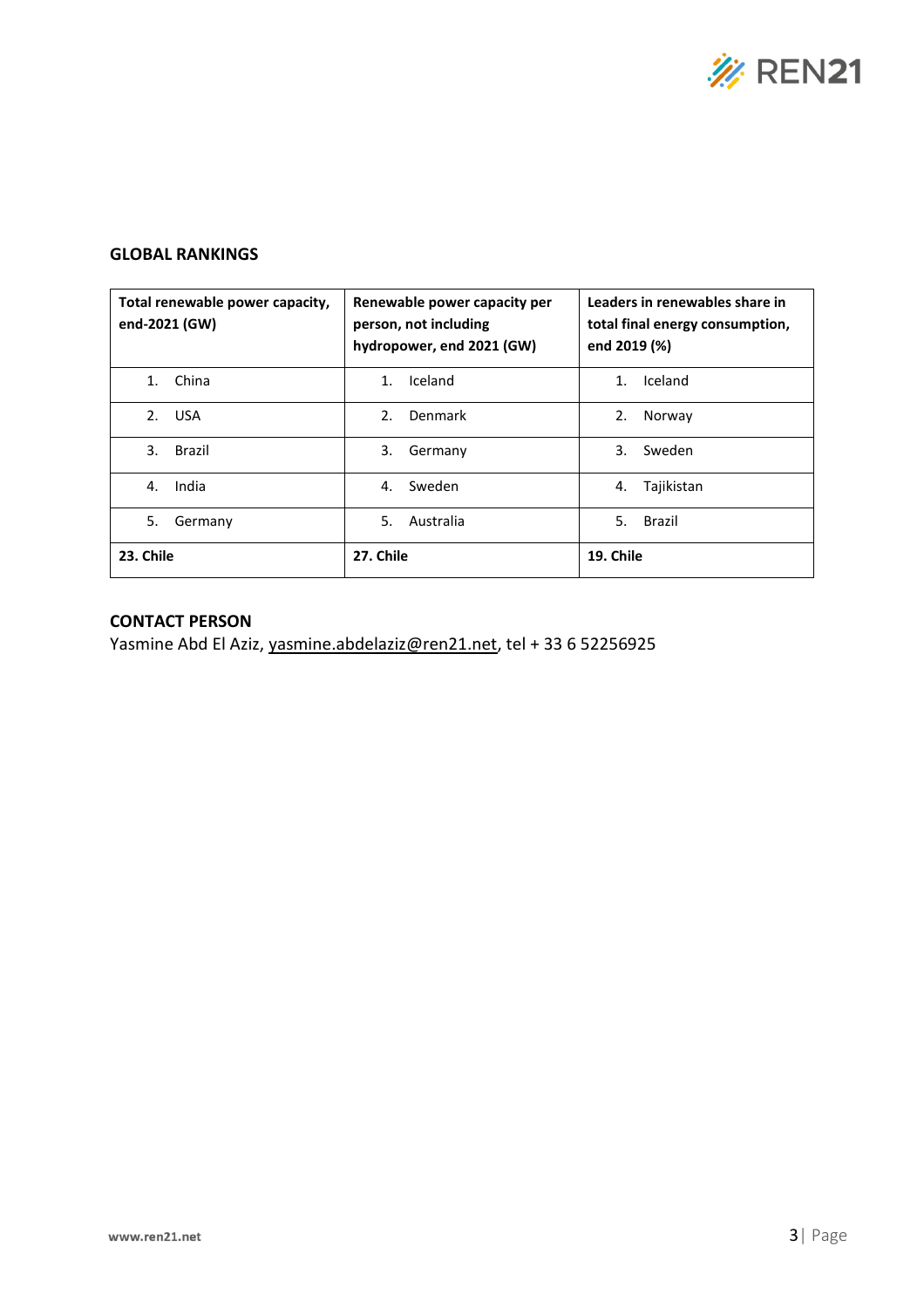## GLOBAL RANKINGS

| Total renewable power capacity, end-2021 (GW) | Renewable power capacity per person, not including hydropower, end 2021 (GW) | Leaders in renewables share in total final energy consumption, end 2019 (%) |
|---|---|---|
| 1. China | 1. Iceland | 1. Iceland |
| 2. USA | 2. Denmark | 2. Norway |
| 3. Brazil | 3. Germany | 3. Sweden |
| 4. India | 4. Sweden | 4. Tajikistan |
| 5. Germany | 5. Australia | 5. Brazil |
| **23. Chile** | **27. Chile** | **19. Chile** |

## CONTACT PERSON

Yasmine Abd El Aziz, yasmine.abdelaziz@ren21.net, tel + 33 6 52256925